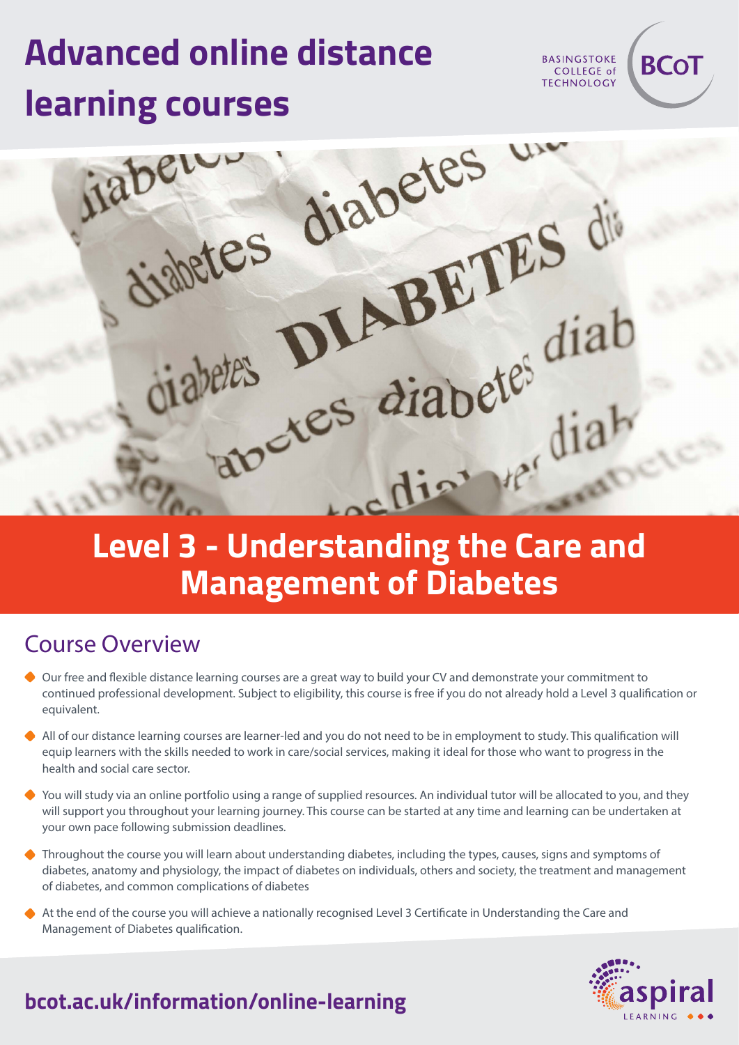# Advanced online distance learning courses

BASINGSTOKE COLLEGE of TECHNOLOGY BCoT

## Level 3 - Understanding the Care and Management of Diabetes

## Course Overview

- Our free and flexible distance learning courses are a great way to build your CV and demonstrate your commitment to continued professional development. Subject to eligibility, this course is free if you do not already hold a Level 3 qualification or equivalent.
- All of our distance learning courses are learner-led and you do not need to be in employment to study. This qualification will equip learners with the skills needed to work in care/social services, making it ideal for those who want to progress in the health and social care sector.
- You will study via an online portfolio using a range of supplied resources. An individual tutor will be allocated to you, and they will support you throughout your learning journey. This course can be started at any time and learning can be undertaken at your own pace following submission deadlines.
- Throughout the course you will learn about understanding diabetes, including the types, causes, signs and symptoms of diabetes, anatomy and physiology, the impact of diabetes on individuals, others and society, the treatment and management of diabetes, and common complications of diabetes
- At the end of the course you will achieve a nationally recognised Level 3 Certificate in Understanding the Care and Management of Diabetes qualification.

**bcot.ac.uk/information/online-learning**

aspiral LEARNING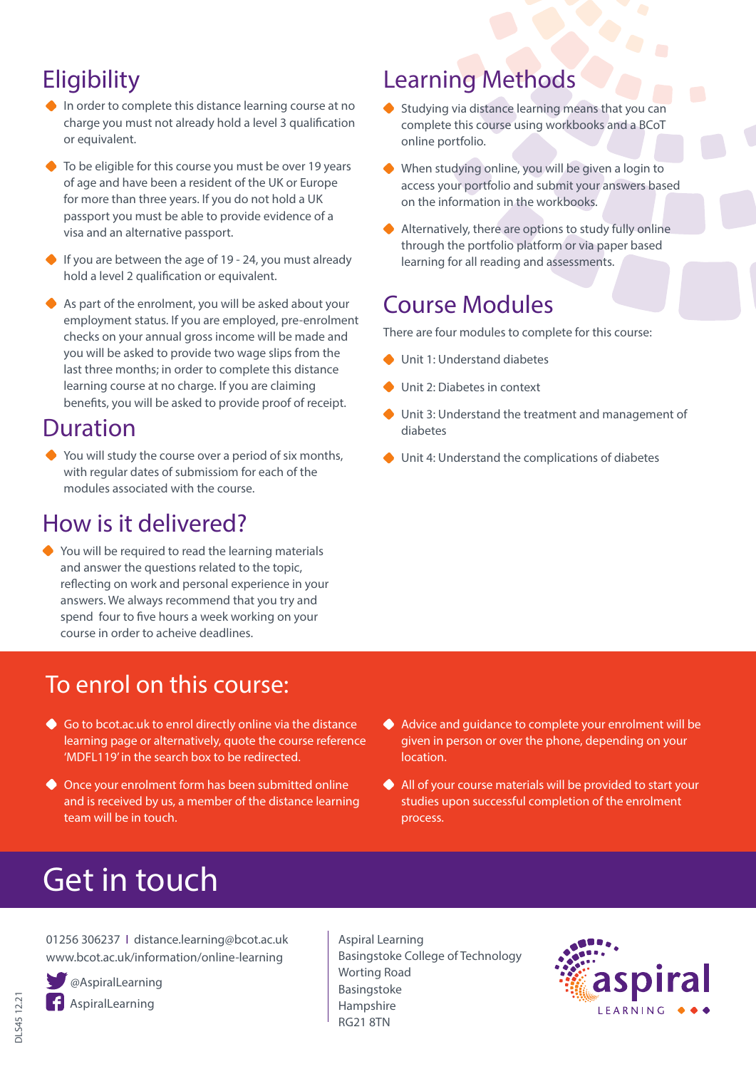## Eligibility

- In order to complete this distance learning course at no charge you must not already hold a level 3 qualification or equivalent.
- To be eligible for this course you must be over 19 years of age and have been a resident of the UK or Europe for more than three years. If you do not hold a UK passport you must be able to provide evidence of a visa and an alternative passport.
- If you are between the age of 19 - 24, you must already hold a level 2 qualification or equivalent.
- As part of the enrolment, you will be asked about your employment status. If you are employed, pre-enrolment checks on your annual gross income will be made and you will be asked to provide two wage slips from the last three months; in order to complete this distance learning course at no charge. If you are claiming benefits, you will be asked to provide proof of receipt.

## Duration

- You will study the course over a period of six months, with regular dates of submission for each of the modules associated with the course.

## How is it delivered?

- You will be required to read the learning materials and answer the questions related to the topic, reflecting on work and personal experience in your answers. We always recommend that you try and spend four to five hours a week working on your course in order to acheive deadlines.

## Learning Methods

- Studying via distance learning means that you can complete this course using workbooks and a BCoT online portfolio.
- When studying online, you will be given a login to access your portfolio and submit your answers based on the information in the workbooks.
- Alternatively, there are options to study fully online through the portfolio platform or via paper based learning for all reading and assessments.

## Course Modules

There are four modules to complete for this course:

- Unit 1: Understand diabetes
- Unit 2: Diabetes in context
- Unit 3: Understand the treatment and management of diabetes
- Unit 4: Understand the complications of diabetes

## To enrol on this course:

- Go to bcot.ac.uk to enrol directly online via the distance learning page or alternatively, quote the course reference 'MDFL119' in the search box to be redirected.
- Once your enrolment form has been submitted online and is received by us, a member of the distance learning team will be in touch.
- Advice and guidance to complete your enrolment will be given in person or over the phone, depending on your location.
- All of your course materials will be provided to start your studies upon successful completion of the enrolment process.

# Get in touch

01256 306237 I distance.learning@bcot.ac.uk
www.bcot.ac.uk/information/online-learning

@AspiralLearning

AspiralLearning

Aspiral Learning
Basingstoke College of Technology
Worting Road
Basingstoke
Hampshire
RG21 8TN

aspiral LEARNING

DLS45 12.21